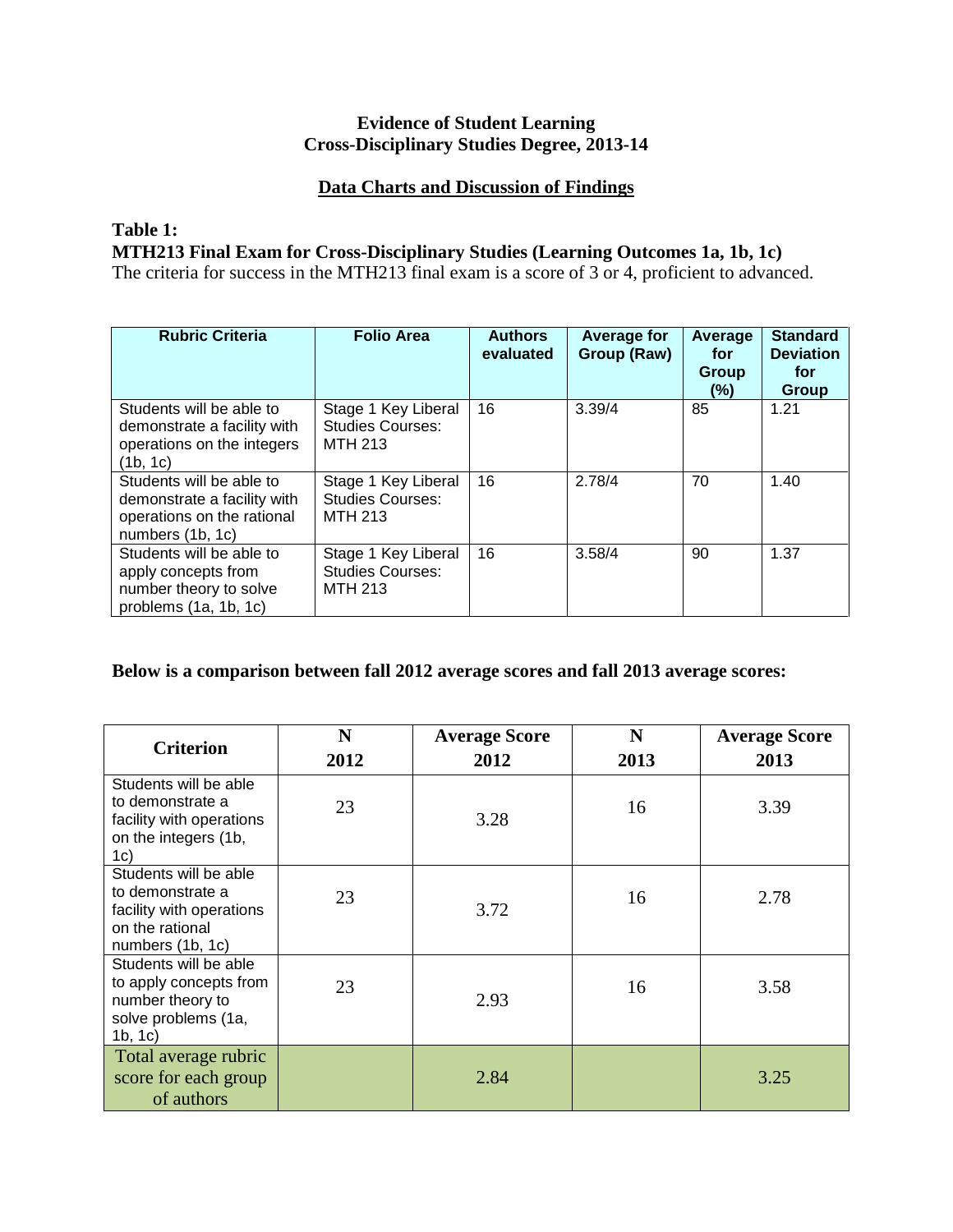**Evidence of Student Learning**
**Cross-Disciplinary Studies Degree, 2013-14**

**Data Charts and Discussion of Findings**

**Table 1:**
**MTH213 Final Exam for Cross-Disciplinary Studies (Learning Outcomes 1a, 1b, 1c)**
The criteria for success in the MTH213 final exam is a score of 3 or 4, proficient to advanced.

| Rubric Criteria | Folio Area | Authors evaluated | Average for Group (Raw) | Average for Group (%) | Standard Deviation for Group |
|---|---|---|---|---|---|
| Students will be able to demonstrate a facility with operations on the integers (1b, 1c) | Stage 1 Key Liberal Studies Courses: MTH 213 | 16 | 3.39/4 | 85 | 1.21 |
| Students will be able to demonstrate a facility with operations on the rational numbers (1b, 1c) | Stage 1 Key Liberal Studies Courses: MTH 213 | 16 | 2.78/4 | 70 | 1.40 |
| Students will be able to apply concepts from number theory to solve problems (1a, 1b, 1c) | Stage 1 Key Liberal Studies Courses: MTH 213 | 16 | 3.58/4 | 90 | 1.37 |

**Below is a comparison between fall 2012 average scores and fall 2013 average scores:**

| Criterion | N 2012 | Average Score 2012 | N 2013 | Average Score 2013 |
|---|---|---|---|---|
| Students will be able to demonstrate a facility with operations on the integers (1b, 1c) | 23 | 3.28 | 16 | 3.39 |
| Students will be able to demonstrate a facility with operations on the rational numbers (1b, 1c) | 23 | 3.72 | 16 | 2.78 |
| Students will be able to apply concepts from number theory to solve problems (1a, 1b, 1c) | 23 | 2.93 | 16 | 3.58 |
| Total average rubric score for each group of authors | | 2.84 | | 3.25 |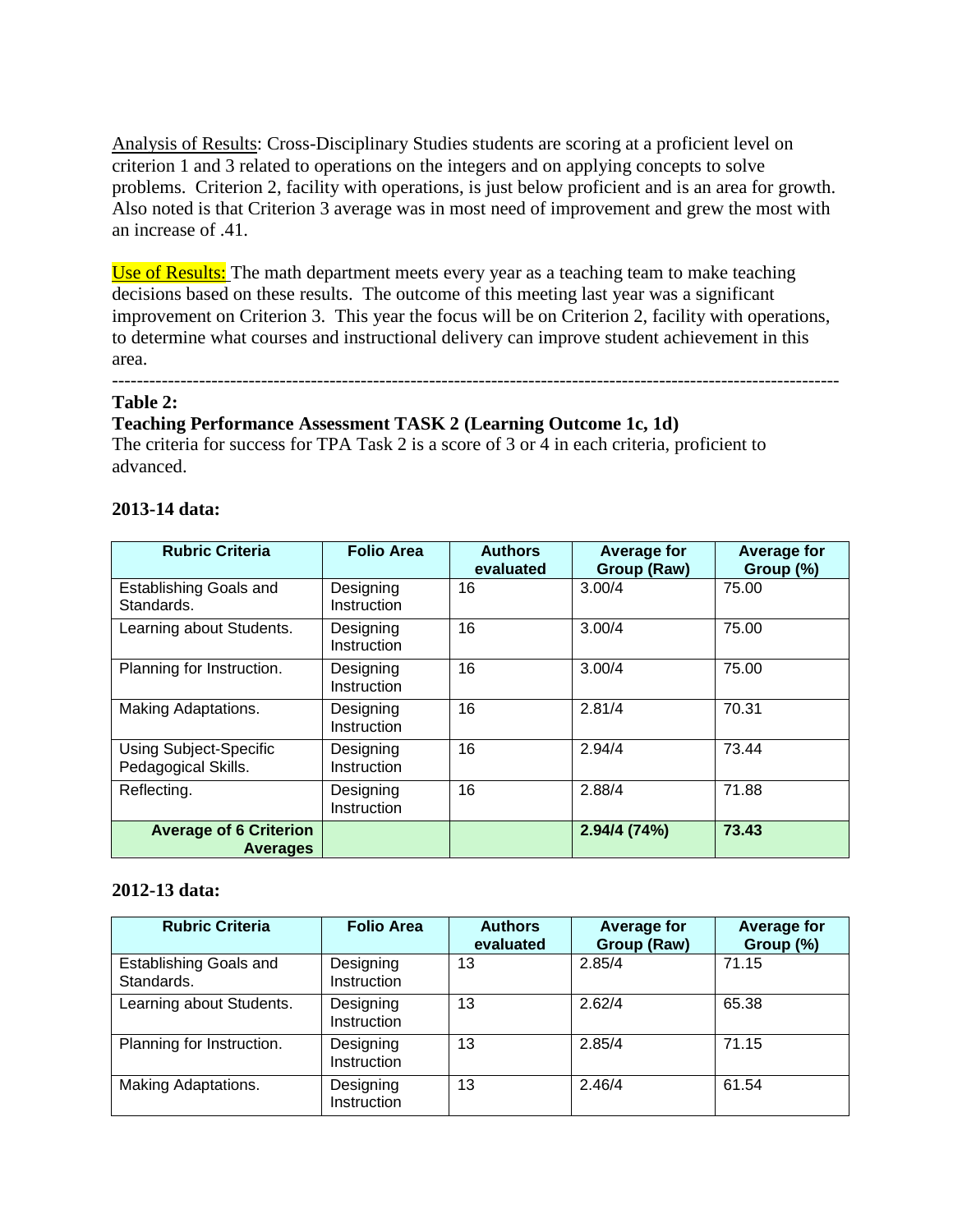<u>Analysis of Results</u>: Cross-Disciplinary Studies students are scoring at a proficient level on criterion 1 and 3 related to operations on the integers and on applying concepts to solve problems. Criterion 2, facility with operations, is just below proficient and is an area for growth. Also noted is that Criterion 3 average was in most need of improvement and grew the most with an increase of .41.

<u>Use of Results:</u> The math department meets every year as a teaching team to make teaching decisions based on these results. The outcome of this meeting last year was a significant improvement on Criterion 3. This year the focus will be on Criterion 2, facility with operations, to determine what courses and instructional delivery can improve student achievement in this area.

---

**Table 2:**

**Teaching Performance Assessment TASK 2 (Learning Outcome 1c, 1d)**

The criteria for success for TPA Task 2 is a score of 3 or 4 in each criteria, proficient to advanced.

**2013-14 data:**

| Rubric Criteria | Folio Area | Authors evaluated | Average for Group (Raw) | Average for Group (%) |
|---|---|---|---|---|
| Establishing Goals and Standards. | Designing Instruction | 16 | 3.00/4 | 75.00 |
| Learning about Students. | Designing Instruction | 16 | 3.00/4 | 75.00 |
| Planning for Instruction. | Designing Instruction | 16 | 3.00/4 | 75.00 |
| Making Adaptations. | Designing Instruction | 16 | 2.81/4 | 70.31 |
| Using Subject-Specific Pedagogical Skills. | Designing Instruction | 16 | 2.94/4 | 73.44 |
| Reflecting. | Designing Instruction | 16 | 2.88/4 | 71.88 |
| **Average of 6 Criterion Averages** | | | **2.94/4 (74%)** | **73.43** |

**2012-13 data:**

| Rubric Criteria | Folio Area | Authors evaluated | Average for Group (Raw) | Average for Group (%) |
|---|---|---|---|---|
| Establishing Goals and Standards. | Designing Instruction | 13 | 2.85/4 | 71.15 |
| Learning about Students. | Designing Instruction | 13 | 2.62/4 | 65.38 |
| Planning for Instruction. | Designing Instruction | 13 | 2.85/4 | 71.15 |
| Making Adaptations. | Designing Instruction | 13 | 2.46/4 | 61.54 |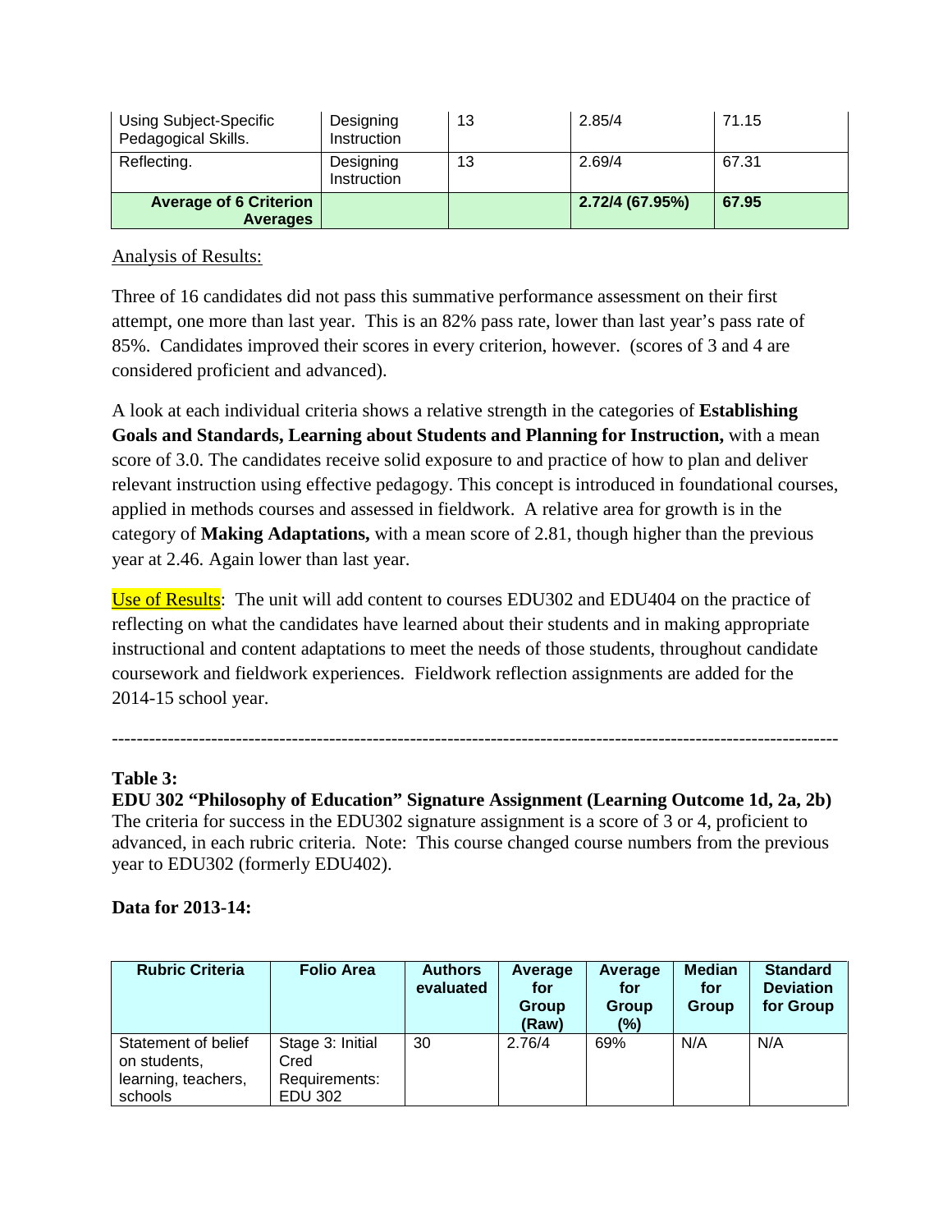| Using Subject-Specific Pedagogical Skills. | Designing Instruction | 13 | 2.85/4 | 71.15 |
|---|---|---|---|---|
| Reflecting. | Designing Instruction | 13 | 2.69/4 | 67.31 |
| **Average of 6 Criterion Averages** | | | **2.72/4 (67.95%)** | **67.95** |

Analysis of Results:

Three of 16 candidates did not pass this summative performance assessment on their first attempt, one more than last year. This is an 82% pass rate, lower than last year's pass rate of 85%. Candidates improved their scores in every criterion, however. (scores of 3 and 4 are considered proficient and advanced).

A look at each individual criteria shows a relative strength in the categories of **Establishing Goals and Standards, Learning about Students and Planning for Instruction,** with a mean score of 3.0. The candidates receive solid exposure to and practice of how to plan and deliver relevant instruction using effective pedagogy. This concept is introduced in foundational courses, applied in methods courses and assessed in fieldwork. A relative area for growth is in the category of **Making Adaptations,** with a mean score of 2.81, though higher than the previous year at 2.46. Again lower than last year.

Use of Results: The unit will add content to courses EDU302 and EDU404 on the practice of reflecting on what the candidates have learned about their students and in making appropriate instructional and content adaptations to meet the needs of those students, throughout candidate coursework and fieldwork experiences. Fieldwork reflection assignments are added for the 2014-15 school year.

---

**Table 3:**

**EDU 302 "Philosophy of Education" Signature Assignment (Learning Outcome 1d, 2a, 2b)**

The criteria for success in the EDU302 signature assignment is a score of 3 or 4, proficient to advanced, in each rubric criteria. Note: This course changed course numbers from the previous year to EDU302 (formerly EDU402).

**Data for 2013-14:**

| Rubric Criteria | Folio Area | Authors evaluated | Average for Group (Raw) | Average for Group (%) | Median for Group | Standard Deviation for Group |
|---|---|---|---|---|---|---|
| Statement of belief on students, learning, teachers, schools | Stage 3: Initial Cred Requirements: EDU 302 | 30 | 2.76/4 | 69% | N/A | N/A |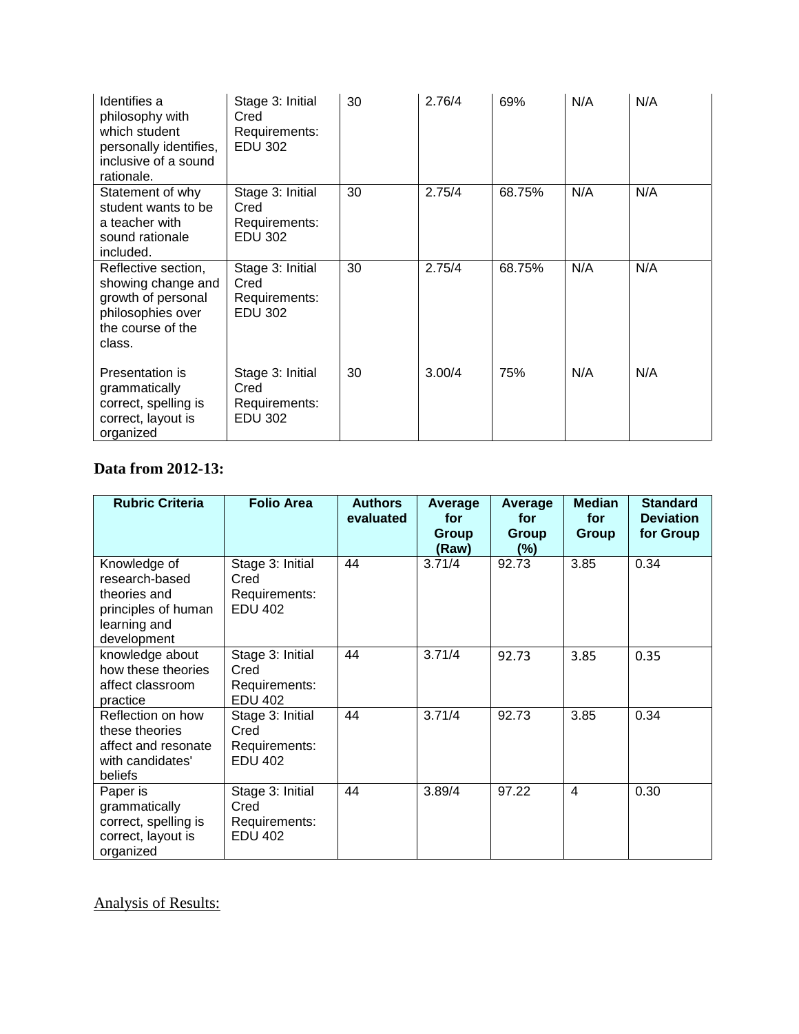| | | | | | | |
|---|---|---|---|---|---|---|
| Identifies a philosophy with which student personally identifies, inclusive of a sound rationale. | Stage 3: Initial Cred Requirements: EDU 302 | 30 | 2.76/4 | 69% | N/A | N/A |
| Statement of why student wants to be a teacher with sound rationale included. | Stage 3: Initial Cred Requirements: EDU 302 | 30 | 2.75/4 | 68.75% | N/A | N/A |
| Reflective section, showing change and growth of personal philosophies over the course of the class. | Stage 3: Initial Cred Requirements: EDU 302 | 30 | 2.75/4 | 68.75% | N/A | N/A |
| Presentation is grammatically correct, spelling is correct, layout is organized | Stage 3: Initial Cred Requirements: EDU 302 | 30 | 3.00/4 | 75% | N/A | N/A |

**Data from 2012-13:**

| Rubric Criteria | Folio Area | Authors evaluated | Average for Group (Raw) | Average for Group (%) | Median for Group | Standard Deviation for Group |
|---|---|---|---|---|---|---|
| Knowledge of research-based theories and principles of human learning and development | Stage 3: Initial Cred Requirements: EDU 402 | 44 | 3.71/4 | 92.73 | 3.85 | 0.34 |
| knowledge about how these theories affect classroom practice | Stage 3: Initial Cred Requirements: EDU 402 | 44 | 3.71/4 | 92.73 | 3.85 | 0.35 |
| Reflection on how these theories affect and resonate with candidates' beliefs | Stage 3: Initial Cred Requirements: EDU 402 | 44 | 3.71/4 | 92.73 | 3.85 | 0.34 |
| Paper is grammatically correct, spelling is correct, layout is organized | Stage 3: Initial Cred Requirements: EDU 402 | 44 | 3.89/4 | 97.22 | 4 | 0.30 |

Analysis of Results: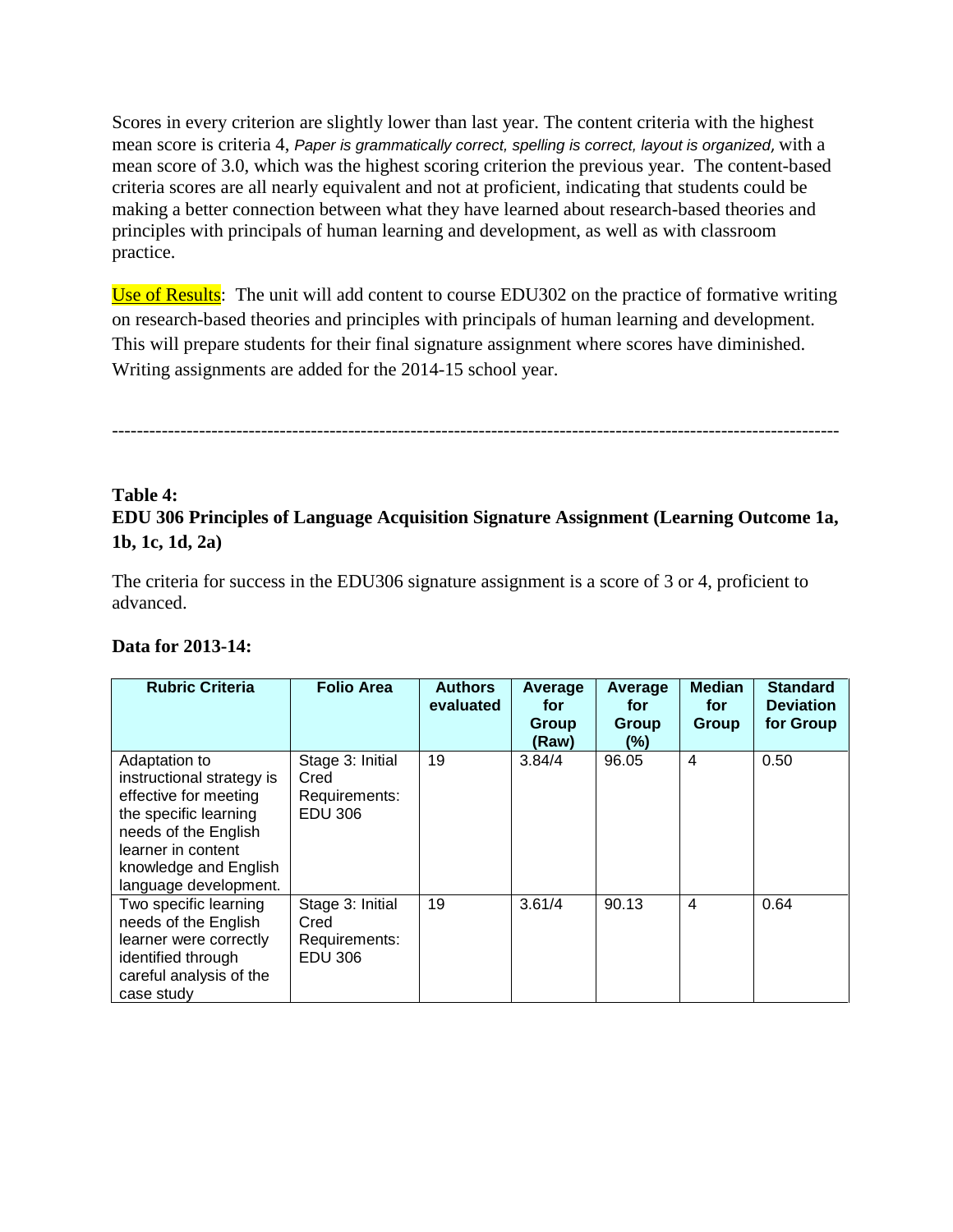Scores in every criterion are slightly lower than last year. The content criteria with the highest mean score is criteria 4, *Paper is grammatically correct, spelling is correct, layout is organized,* with a mean score of 3.0, which was the highest scoring criterion the previous year. The content-based criteria scores are all nearly equivalent and not at proficient, indicating that students could be making a better connection between what they have learned about research-based theories and principles with principals of human learning and development, as well as with classroom practice.

Use of Results: The unit will add content to course EDU302 on the practice of formative writing on research-based theories and principles with principals of human learning and development. This will prepare students for their final signature assignment where scores have diminished. Writing assignments are added for the 2014-15 school year.

---

**Table 4:**
**EDU 306 Principles of Language Acquisition Signature Assignment (Learning Outcome 1a, 1b, 1c, 1d, 2a)**

The criteria for success in the EDU306 signature assignment is a score of 3 or 4, proficient to advanced.

**Data for 2013-14:**

| Rubric Criteria | Folio Area | Authors evaluated | Average for Group (Raw) | Average for Group (%) | Median for Group | Standard Deviation for Group |
|---|---|---|---|---|---|---|
| Adaptation to instructional strategy is effective for meeting the specific learning needs of the English learner in content knowledge and English language development. | Stage 3: Initial Cred Requirements: EDU 306 | 19 | 3.84/4 | 96.05 | 4 | 0.50 |
| Two specific learning needs of the English learner were correctly identified through careful analysis of the case study | Stage 3: Initial Cred Requirements: EDU 306 | 19 | 3.61/4 | 90.13 | 4 | 0.64 |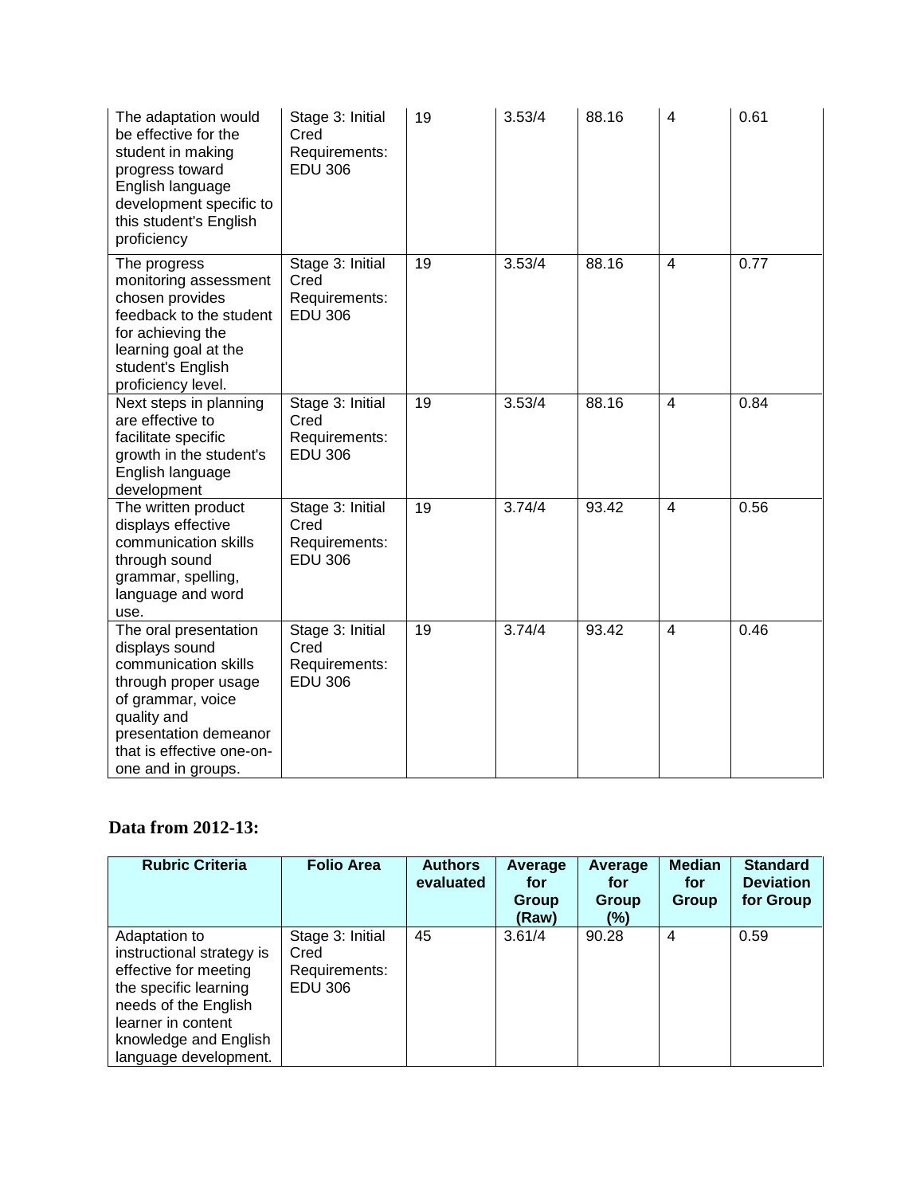| The adaptation would be effective for the student in making progress toward English language development specific to this student's English proficiency | Stage 3: Initial Cred Requirements: EDU 306 | 19 | 3.53/4 | 88.16 | 4 | 0.61 |
|---|---|---|---|---|---|---|
| The progress monitoring assessment chosen provides feedback to the student for achieving the learning goal at the student's English proficiency level. | Stage 3: Initial Cred Requirements: EDU 306 | 19 | 3.53/4 | 88.16 | 4 | 0.77 |
| Next steps in planning are effective to facilitate specific growth in the student's English language development | Stage 3: Initial Cred Requirements: EDU 306 | 19 | 3.53/4 | 88.16 | 4 | 0.84 |
| The written product displays effective communication skills through sound grammar, spelling, language and word use. | Stage 3: Initial Cred Requirements: EDU 306 | 19 | 3.74/4 | 93.42 | 4 | 0.56 |
| The oral presentation displays sound communication skills through proper usage of grammar, voice quality and presentation demeanor that is effective one-on-one and in groups. | Stage 3: Initial Cred Requirements: EDU 306 | 19 | 3.74/4 | 93.42 | 4 | 0.46 |

**Data from 2012-13:**

| Rubric Criteria | Folio Area | Authors evaluated | Average for Group (Raw) | Average for Group (%) | Median for Group | Standard Deviation for Group |
|---|---|---|---|---|---|---|
| Adaptation to instructional strategy is effective for meeting the specific learning needs of the English learner in content knowledge and English language development. | Stage 3: Initial Cred Requirements: EDU 306 | 45 | 3.61/4 | 90.28 | 4 | 0.59 |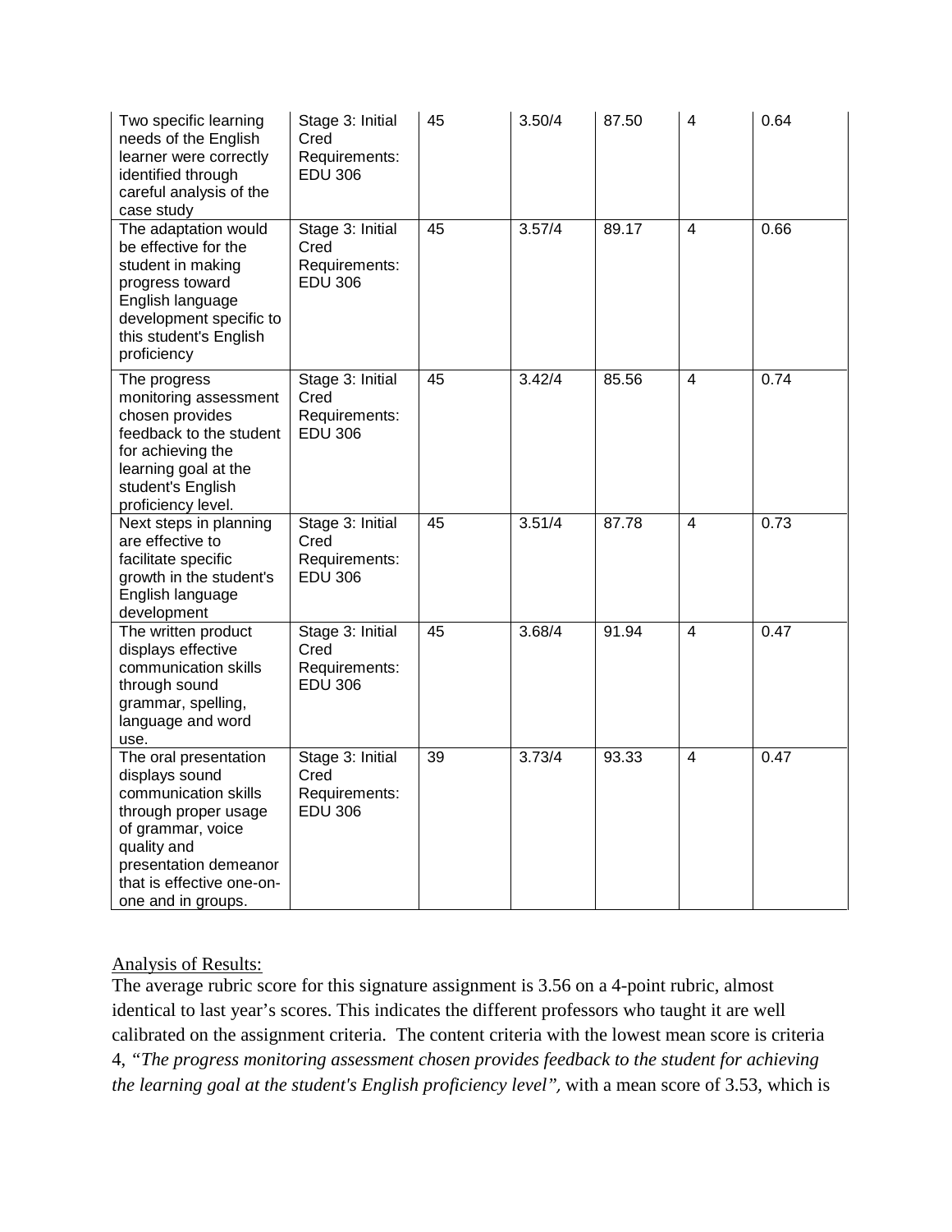| | | | | | | |
|---|---|---|---|---|---|---|
| Two specific learning needs of the English learner were correctly identified through careful analysis of the case study | Stage 3: Initial Cred Requirements: EDU 306 | 45 | 3.50/4 | 87.50 | 4 | 0.64 |
| The adaptation would be effective for the student in making progress toward English language development specific to this student's English proficiency | Stage 3: Initial Cred Requirements: EDU 306 | 45 | 3.57/4 | 89.17 | 4 | 0.66 |
| The progress monitoring assessment chosen provides feedback to the student for achieving the learning goal at the student's English proficiency level. | Stage 3: Initial Cred Requirements: EDU 306 | 45 | 3.42/4 | 85.56 | 4 | 0.74 |
| Next steps in planning are effective to facilitate specific growth in the student's English language development | Stage 3: Initial Cred Requirements: EDU 306 | 45 | 3.51/4 | 87.78 | 4 | 0.73 |
| The written product displays effective communication skills through sound grammar, spelling, language and word use. | Stage 3: Initial Cred Requirements: EDU 306 | 45 | 3.68/4 | 91.94 | 4 | 0.47 |
| The oral presentation displays sound communication skills through proper usage of grammar, voice quality and presentation demeanor that is effective one-on-one and in groups. | Stage 3: Initial Cred Requirements: EDU 306 | 39 | 3.73/4 | 93.33 | 4 | 0.47 |

Analysis of Results:

The average rubric score for this signature assignment is 3.56 on a 4-point rubric, almost identical to last year's scores. This indicates the different professors who taught it are well calibrated on the assignment criteria. The content criteria with the lowest mean score is criteria 4, *"The progress monitoring assessment chosen provides feedback to the student for achieving the learning goal at the student's English proficiency level",* with a mean score of 3.53, which is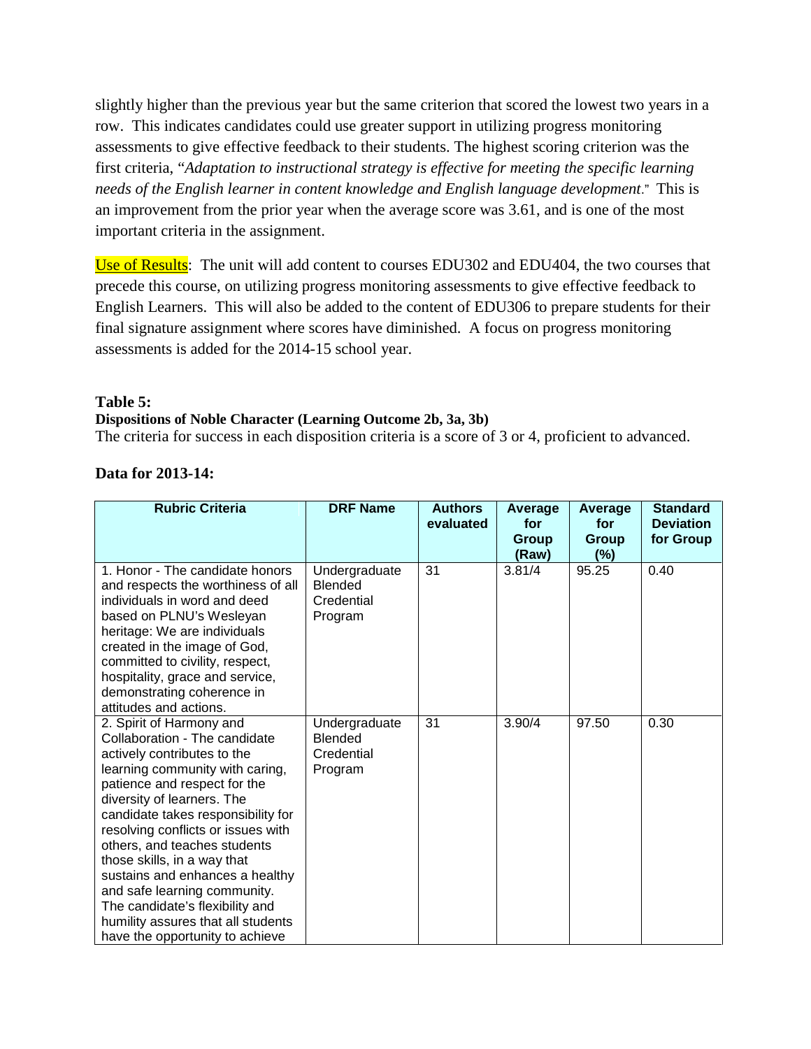slightly higher than the previous year but the same criterion that scored the lowest two years in a row. This indicates candidates could use greater support in utilizing progress monitoring assessments to give effective feedback to their students. The highest scoring criterion was the first criteria, "*Adaptation to instructional strategy is effective for meeting the specific learning needs of the English learner in content knowledge and English language development*." This is an improvement from the prior year when the average score was 3.61, and is one of the most important criteria in the assignment.

Use of Results: The unit will add content to courses EDU302 and EDU404, the two courses that precede this course, on utilizing progress monitoring assessments to give effective feedback to English Learners. This will also be added to the content of EDU306 to prepare students for their final signature assignment where scores have diminished. A focus on progress monitoring assessments is added for the 2014-15 school year.

**Table 5:**

**Dispositions of Noble Character (Learning Outcome 2b, 3a, 3b)**

The criteria for success in each disposition criteria is a score of 3 or 4, proficient to advanced.

**Data for 2013-14:**

| Rubric Criteria | DRF Name | Authors evaluated | Average for Group (Raw) | Average for Group (%) | Standard Deviation for Group |
|---|---|---|---|---|---|
| 1. Honor - The candidate honors and respects the worthiness of all individuals in word and deed based on PLNU's Wesleyan heritage: We are individuals created in the image of God, committed to civility, respect, hospitality, grace and service, demonstrating coherence in attitudes and actions. | Undergraduate Blended Credential Program | 31 | 3.81/4 | 95.25 | 0.40 |
| 2. Spirit of Harmony and Collaboration - The candidate actively contributes to the learning community with caring, patience and respect for the diversity of learners. The candidate takes responsibility for resolving conflicts or issues with others, and teaches students those skills, in a way that sustains and enhances a healthy and safe learning community. The candidate's flexibility and humility assures that all students have the opportunity to achieve | Undergraduate Blended Credential Program | 31 | 3.90/4 | 97.50 | 0.30 |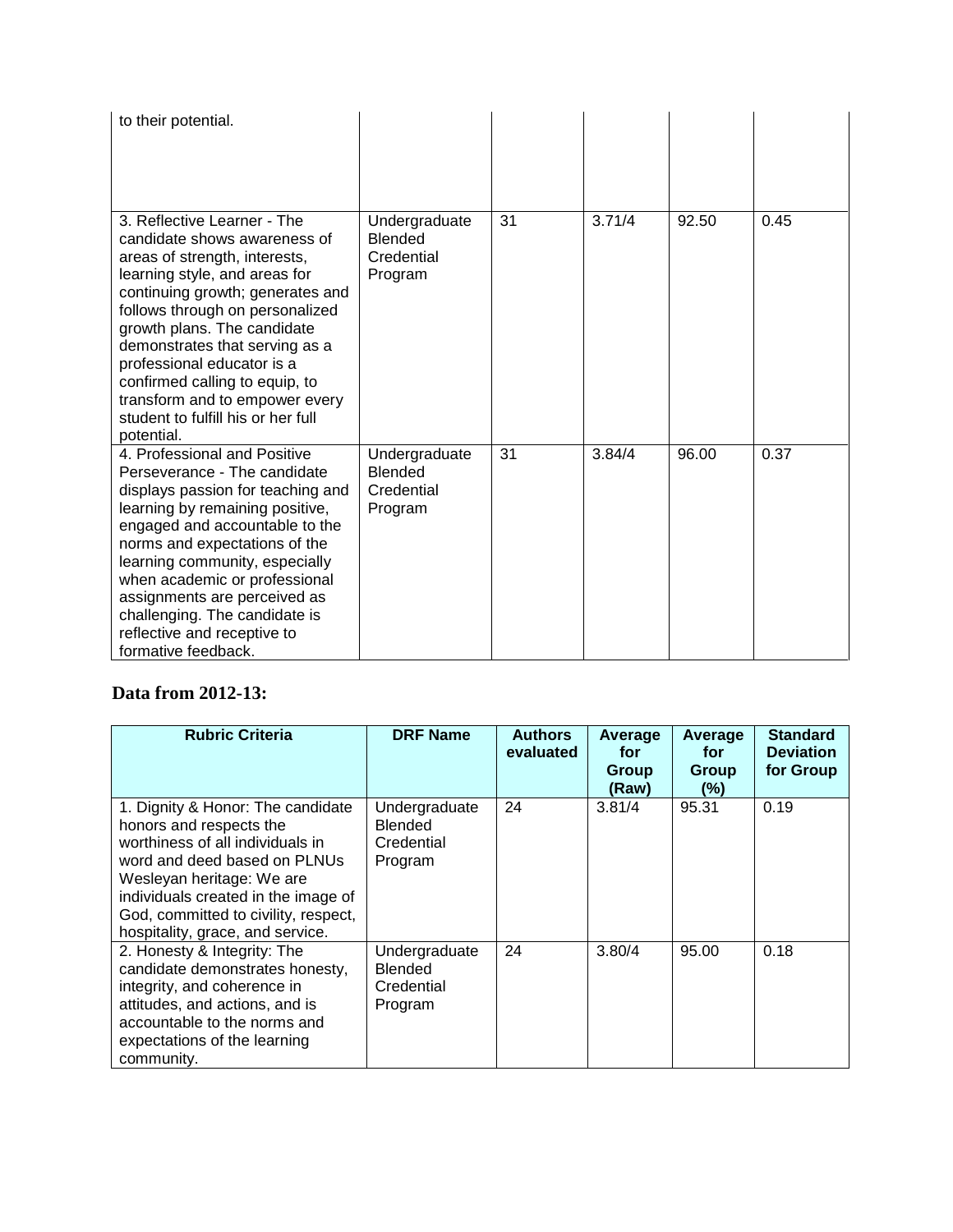| | | | | | |
|---|---|---|---|---|---|
| to their potential. | | | | | |
| 3. Reflective Learner - The candidate shows awareness of areas of strength, interests, learning style, and areas for continuing growth; generates and follows through on personalized growth plans. The candidate demonstrates that serving as a professional educator is a confirmed calling to equip, to transform and to empower every student to fulfill his or her full potential. | Undergraduate Blended Credential Program | 31 | 3.71/4 | 92.50 | 0.45 |
| 4. Professional and Positive Perseverance - The candidate displays passion for teaching and learning by remaining positive, engaged and accountable to the norms and expectations of the learning community, especially when academic or professional assignments are perceived as challenging. The candidate is reflective and receptive to formative feedback. | Undergraduate Blended Credential Program | 31 | 3.84/4 | 96.00 | 0.37 |

**Data from 2012-13:**

| Rubric Criteria | DRF Name | Authors evaluated | Average for Group (Raw) | Average for Group (%) | Standard Deviation for Group |
|---|---|---|---|---|---|
| 1. Dignity & Honor: The candidate honors and respects the worthiness of all individuals in word and deed based on PLNUs Wesleyan heritage: We are individuals created in the image of God, committed to civility, respect, hospitality, grace, and service. | Undergraduate Blended Credential Program | 24 | 3.81/4 | 95.31 | 0.19 |
| 2. Honesty & Integrity: The candidate demonstrates honesty, integrity, and coherence in attitudes, and actions, and is accountable to the norms and expectations of the learning community. | Undergraduate Blended Credential Program | 24 | 3.80/4 | 95.00 | 0.18 |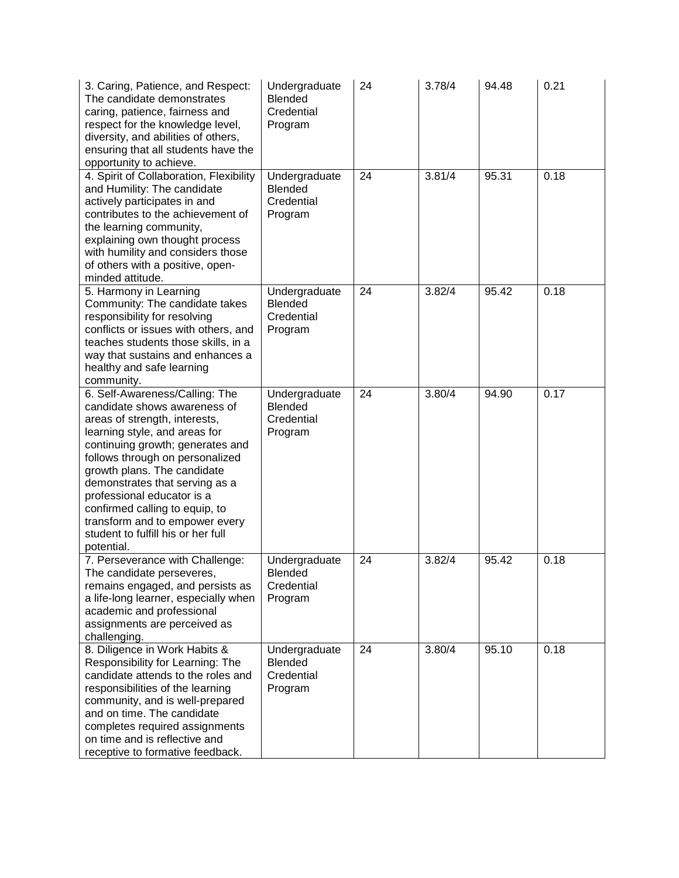| | | | | | |
|---|---|---|---|---|---|
| 3. Caring, Patience, and Respect: The candidate demonstrates caring, patience, fairness and respect for the knowledge level, diversity, and abilities of others, ensuring that all students have the opportunity to achieve. | Undergraduate Blended Credential Program | 24 | 3.78/4 | 94.48 | 0.21 |
| 4. Spirit of Collaboration, Flexibility and Humility: The candidate actively participates in and contributes to the achievement of the learning community, explaining own thought process with humility and considers those of others with a positive, open-minded attitude. | Undergraduate Blended Credential Program | 24 | 3.81/4 | 95.31 | 0.18 |
| 5. Harmony in Learning Community: The candidate takes responsibility for resolving conflicts or issues with others, and teaches students those skills, in a way that sustains and enhances a healthy and safe learning community. | Undergraduate Blended Credential Program | 24 | 3.82/4 | 95.42 | 0.18 |
| 6. Self-Awareness/Calling: The candidate shows awareness of areas of strength, interests, learning style, and areas for continuing growth; generates and follows through on personalized growth plans. The candidate demonstrates that serving as a professional educator is a confirmed calling to equip, to transform and to empower every student to fulfill his or her full potential. | Undergraduate Blended Credential Program | 24 | 3.80/4 | 94.90 | 0.17 |
| 7. Perseverance with Challenge: The candidate perseveres, remains engaged, and persists as a life-long learner, especially when academic and professional assignments are perceived as challenging. | Undergraduate Blended Credential Program | 24 | 3.82/4 | 95.42 | 0.18 |
| 8. Diligence in Work Habits & Responsibility for Learning: The candidate attends to the roles and responsibilities of the learning community, and is well-prepared and on time. The candidate completes required assignments on time and is reflective and receptive to formative feedback. | Undergraduate Blended Credential Program | 24 | 3.80/4 | 95.10 | 0.18 |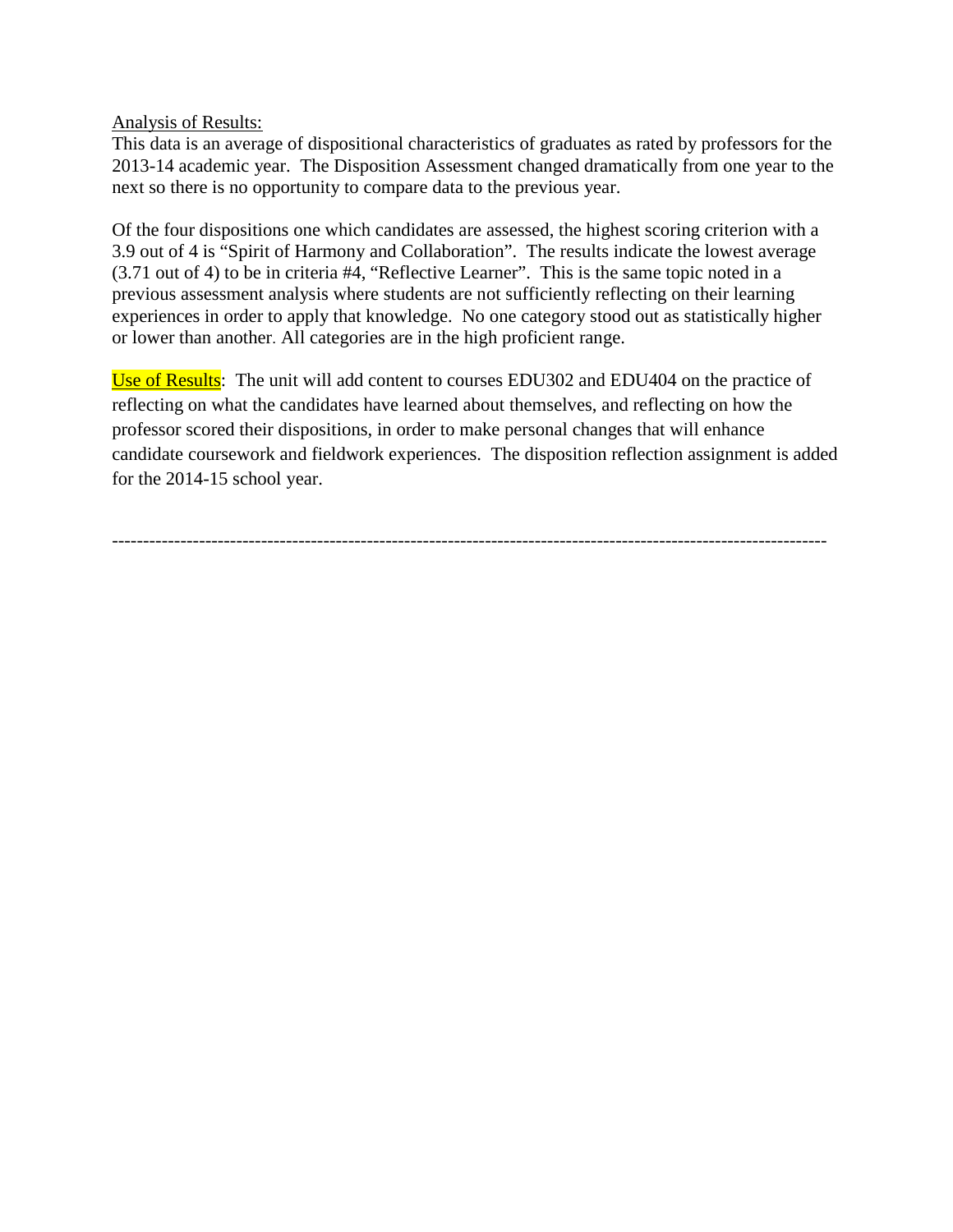Analysis of Results:

This data is an average of dispositional characteristics of graduates as rated by professors for the 2013-14 academic year. The Disposition Assessment changed dramatically from one year to the next so there is no opportunity to compare data to the previous year.

Of the four dispositions one which candidates are assessed, the highest scoring criterion with a 3.9 out of 4 is "Spirit of Harmony and Collaboration". The results indicate the lowest average (3.71 out of 4) to be in criteria #4, "Reflective Learner". This is the same topic noted in a previous assessment analysis where students are not sufficiently reflecting on their learning experiences in order to apply that knowledge. No one category stood out as statistically higher or lower than another. All categories are in the high proficient range.

Use of Results: The unit will add content to courses EDU302 and EDU404 on the practice of reflecting on what the candidates have learned about themselves, and reflecting on how the professor scored their dispositions, in order to make personal changes that will enhance candidate coursework and fieldwork experiences. The disposition reflection assignment is added for the 2014-15 school year.

---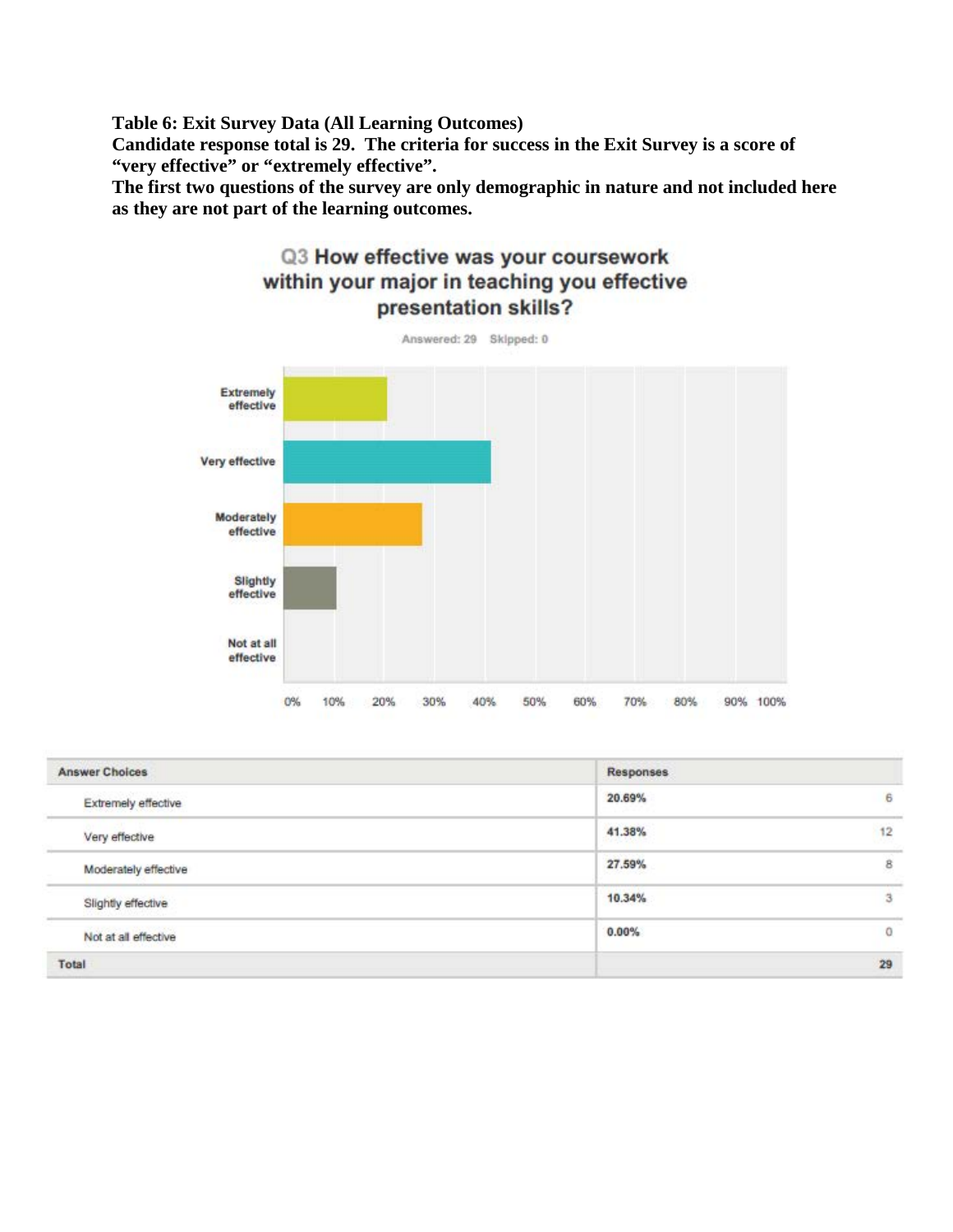**Table 6: Exit Survey Data (All Learning Outcomes)**
**Candidate response total is 29. The criteria for success in the Exit Survey is a score of "very effective" or "extremely effective".**
**The first two questions of the survey are only demographic in nature and not included here as they are not part of the learning outcomes.**

### Q3 How effective was your coursework within your major in teaching you effective presentation skills?

Answered: 29 Skipped: 0

| Answer Choices | Responses | |
|---|---|---|
| Extremely effective | 20.69% | 6 |
| Very effective | 41.38% | 12 |
| Moderately effective | 27.59% | 8 |
| Slightly effective | 10.34% | 3 |
| Not at all effective | 0.00% | 0 |
| Total | | 29 |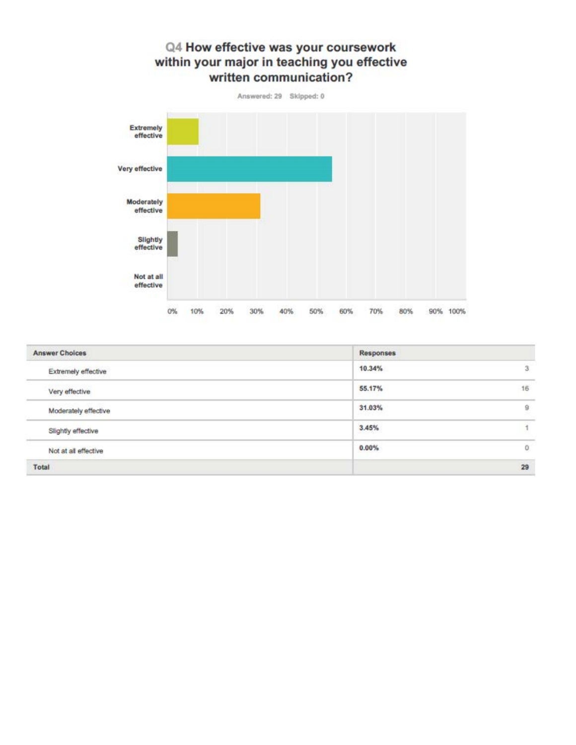## Q4 How effective was your coursework within your major in teaching you effective written communication?

Answered: 29 Skipped: 0

| Answer Choices | Responses | |
|---|---|---|
| Extremely effective | 10.34% | 3 |
| Very effective | 55.17% | 16 |
| Moderately effective | 31.03% | 9 |
| Slightly effective | 3.45% | 1 |
| Not at all effective | 0.00% | 0 |
| **Total** | | **29** |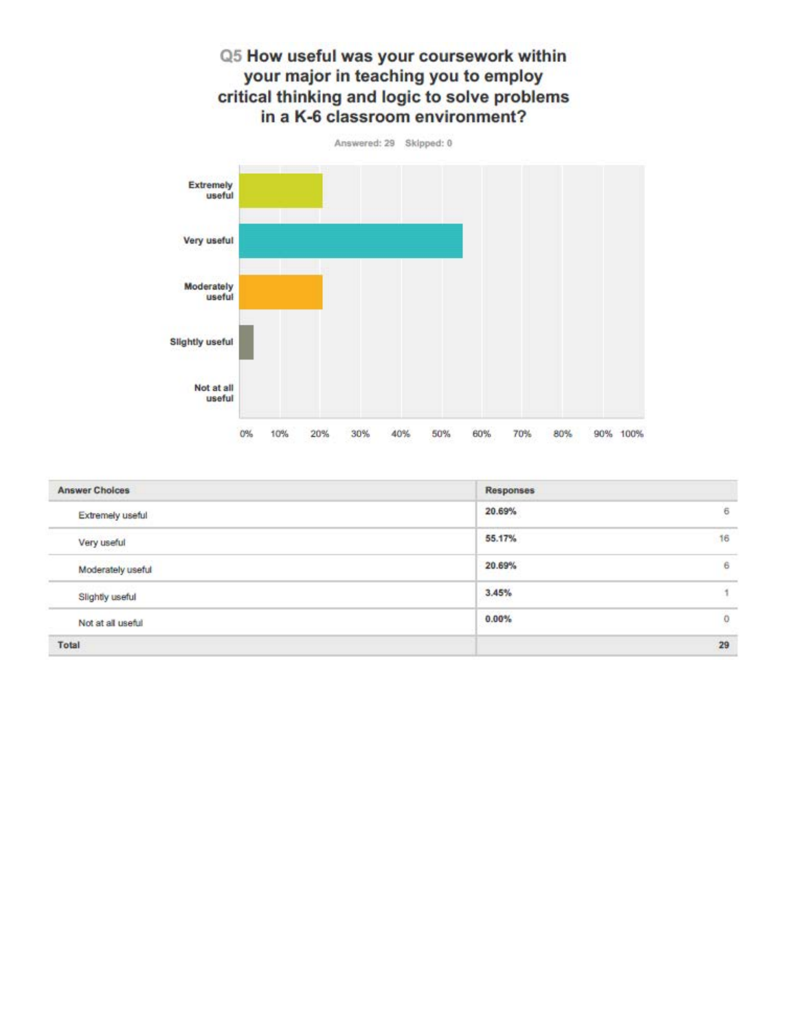## Q5 How useful was your coursework within your major in teaching you to employ critical thinking and logic to solve problems in a K-6 classroom environment?

Answered: 29 Skipped: 0

| Answer Choices | Responses | |
|---|---|---|
| Extremely useful | 20.69% | 6 |
| Very useful | 55.17% | 16 |
| Moderately useful | 20.69% | 6 |
| Slightly useful | 3.45% | 1 |
| Not at all useful | 0.00% | 0 |
| **Total** | | **29** |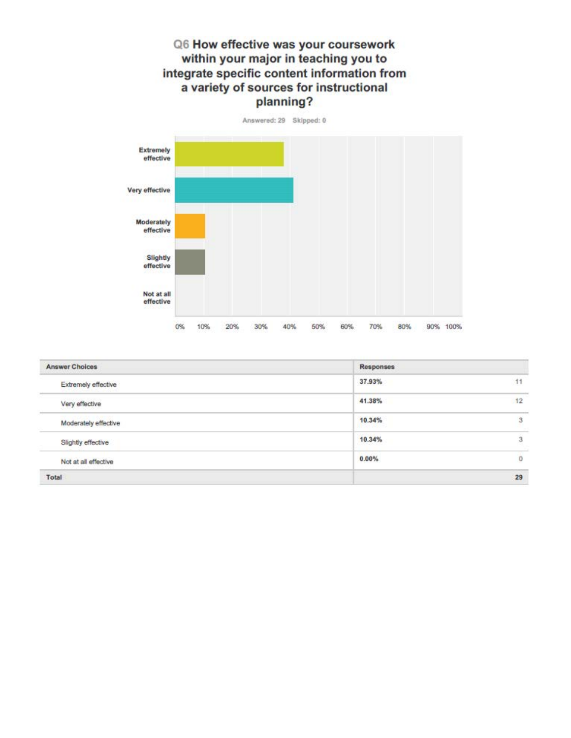## Q6 How effective was your coursework within your major in teaching you to integrate specific content information from a variety of sources for instructional planning?

Answered: 29 Skipped: 0

| Answer Choices | Responses | |
|---|---|---|
| Extremely effective | 37.93% | 11 |
| Very effective | 41.38% | 12 |
| Moderately effective | 10.34% | 3 |
| Slightly effective | 10.34% | 3 |
| Not at all effective | 0.00% | 0 |
| **Total** | | **29** |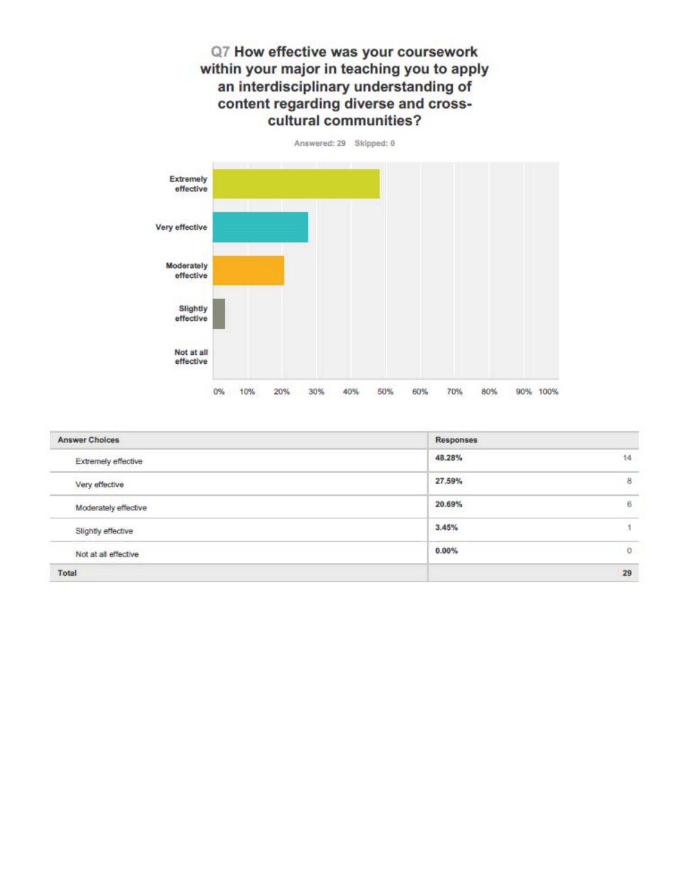## Q7 How effective was your coursework within your major in teaching you to apply an interdisciplinary understanding of content regarding diverse and cross-cultural communities?

Answered: 29 Skipped: 0

| Answer Choices | Responses | |
|---|---|---|
| Extremely effective | 48.28% | 14 |
| Very effective | 27.59% | 8 |
| Moderately effective | 20.69% | 6 |
| Slightly effective | 3.45% | 1 |
| Not at all effective | 0.00% | 0 |
| **Total** | | **29** |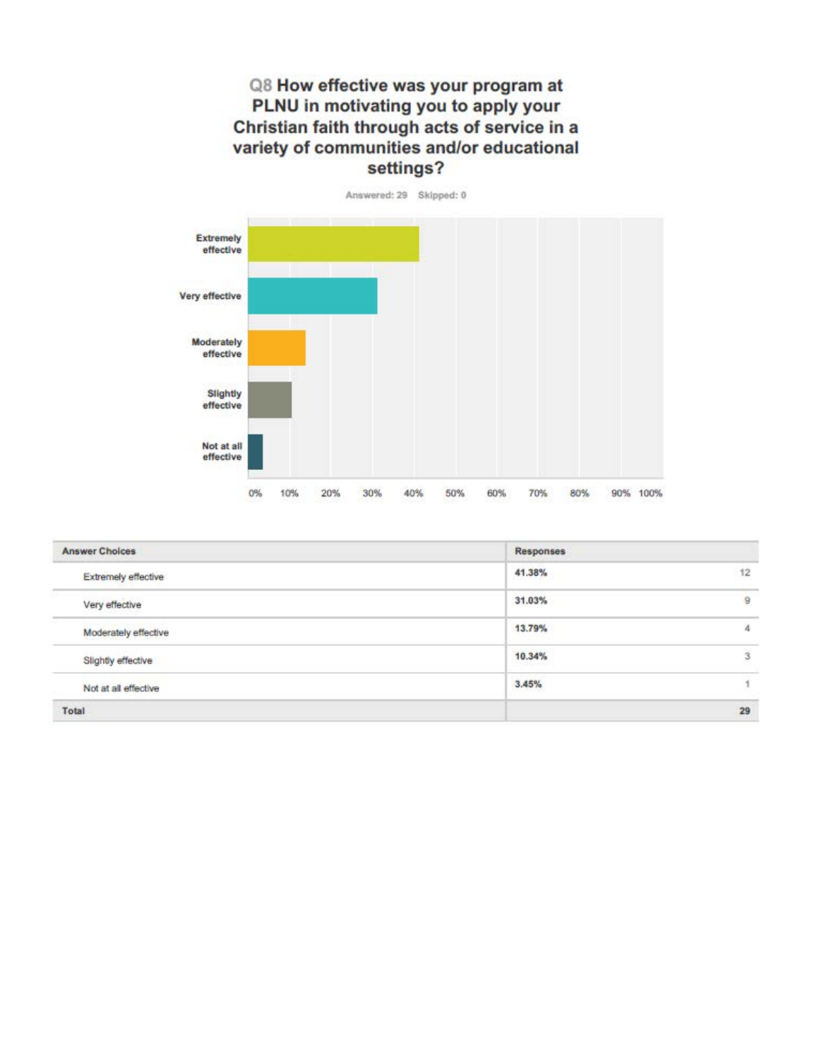## Q8 How effective was your program at PLNU in motivating you to apply your Christian faith through acts of service in a variety of communities and/or educational settings?

Answered: 29 Skipped: 0

| Answer Choices | Responses | |
|---|---|---|
| Extremely effective | 41.38% | 12 |
| Very effective | 31.03% | 9 |
| Moderately effective | 13.79% | 4 |
| Slightly effective | 10.34% | 3 |
| Not at all effective | 3.45% | 1 |
| **Total** | | **29** |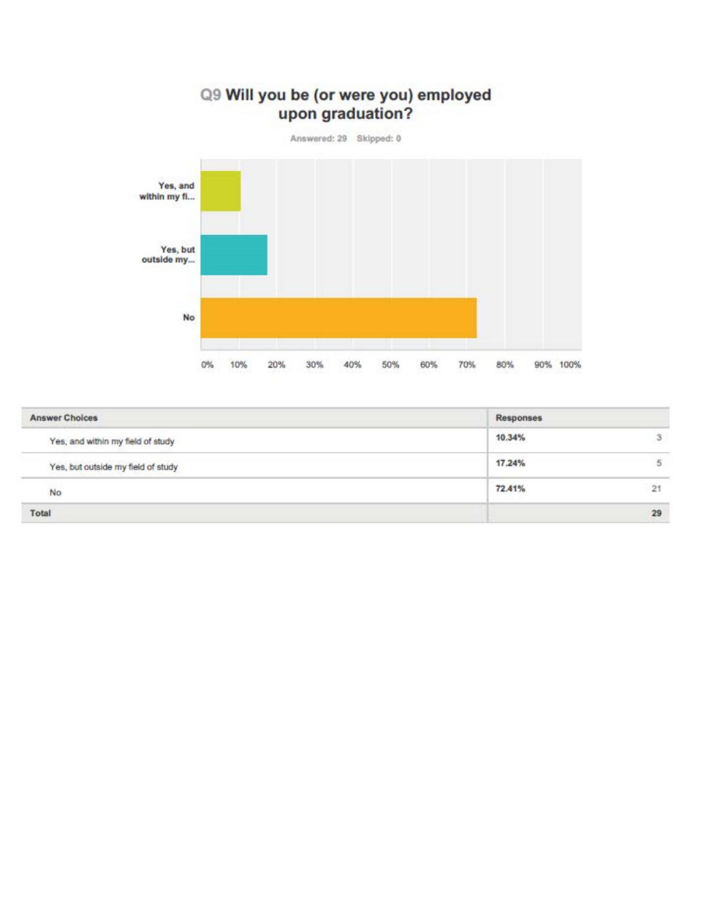## Q9 Will you be (or were you) employed upon graduation?

Answered: 29 Skipped: 0

| Answer Choices | Responses | |
|---|---|---|
| Yes, and within my field of study | 10.34% | 3 |
| Yes, but outside my field of study | 17.24% | 5 |
| No | 72.41% | 21 |
| Total | | 29 |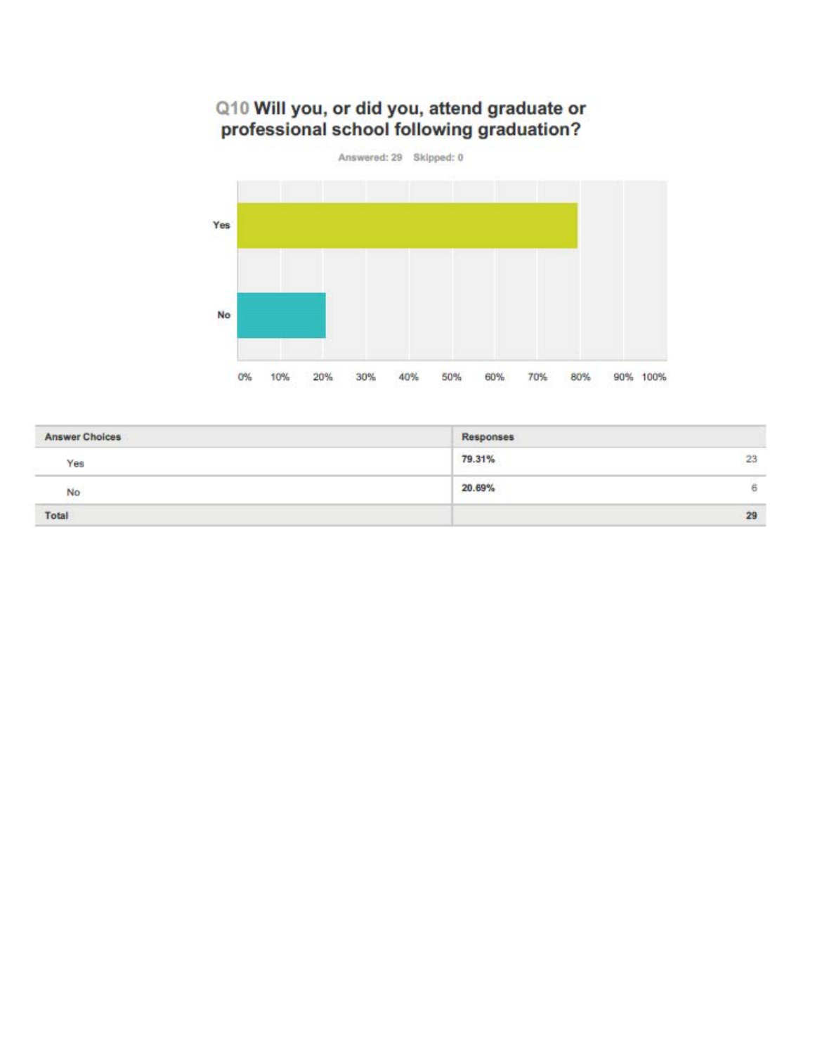## Q10 Will you, or did you, attend graduate or professional school following graduation?

Answered: 29 Skipped: 0

| Answer Choices | Responses | |
|---|---|---|
| Yes | 79.31% | 23 |
| No | 20.69% | 6 |
| Total | | 29 |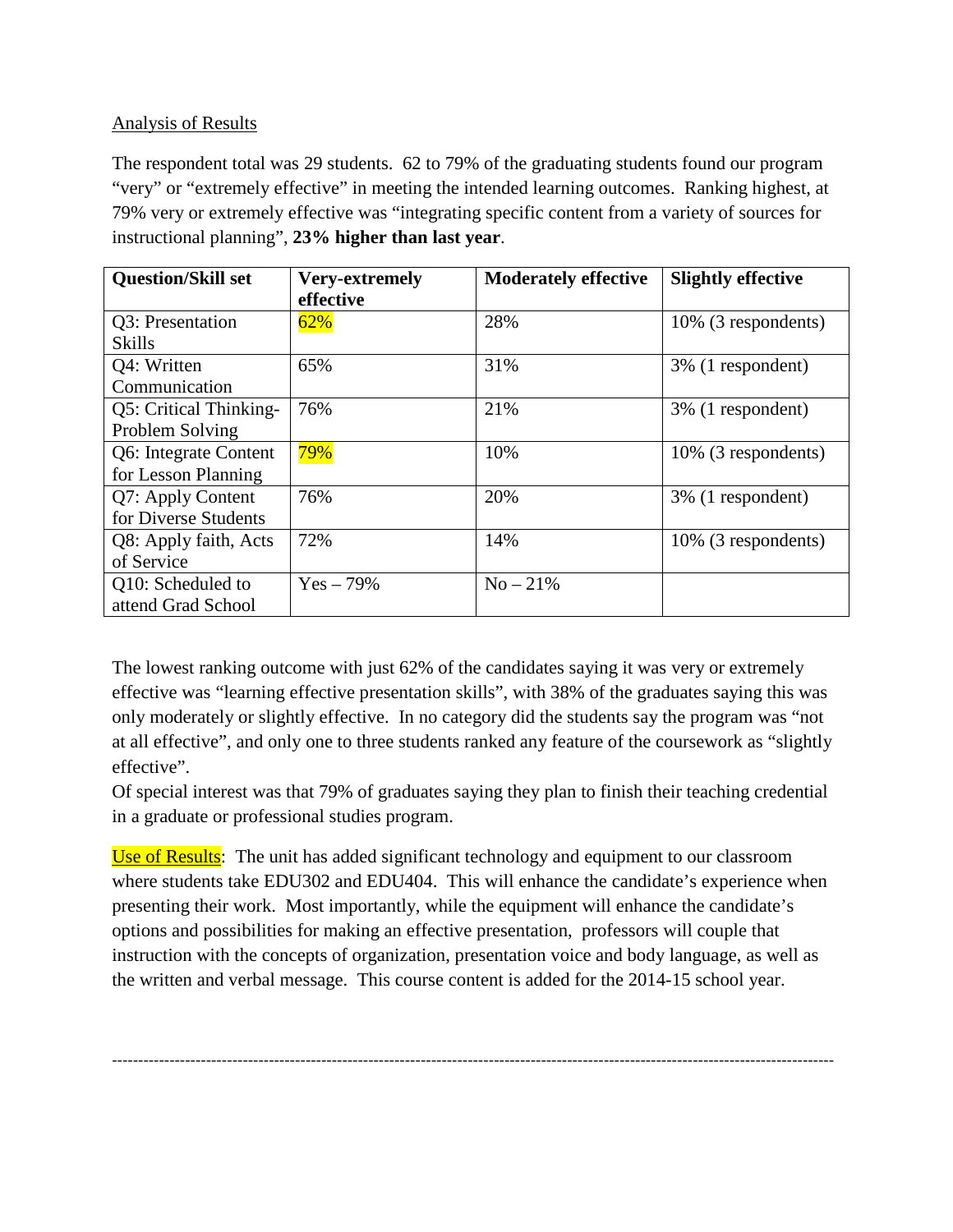Analysis of Results

The respondent total was 29 students. 62 to 79% of the graduating students found our program "very" or "extremely effective" in meeting the intended learning outcomes. Ranking highest, at 79% very or extremely effective was "integrating specific content from a variety of sources for instructional planning", **23% higher than last year**.

| Question/Skill set | Very-extremely effective | Moderately effective | Slightly effective |
|---|---|---|---|
| Q3: Presentation Skills | 62% | 28% | 10% (3 respondents) |
| Q4: Written Communication | 65% | 31% | 3% (1 respondent) |
| Q5: Critical Thinking-Problem Solving | 76% | 21% | 3% (1 respondent) |
| Q6: Integrate Content for Lesson Planning | 79% | 10% | 10% (3 respondents) |
| Q7: Apply Content for Diverse Students | 76% | 20% | 3% (1 respondent) |
| Q8: Apply faith, Acts of Service | 72% | 14% | 10% (3 respondents) |
| Q10: Scheduled to attend Grad School | Yes – 79% | No – 21% | |

The lowest ranking outcome with just 62% of the candidates saying it was very or extremely effective was "learning effective presentation skills", with 38% of the graduates saying this was only moderately or slightly effective. In no category did the students say the program was "not at all effective", and only one to three students ranked any feature of the coursework as "slightly effective".

Of special interest was that 79% of graduates saying they plan to finish their teaching credential in a graduate or professional studies program.

Use of Results: The unit has added significant technology and equipment to our classroom where students take EDU302 and EDU404. This will enhance the candidate's experience when presenting their work. Most importantly, while the equipment will enhance the candidate's options and possibilities for making an effective presentation, professors will couple that instruction with the concepts of organization, presentation voice and body language, as well as the written and verbal message. This course content is added for the 2014-15 school year.

---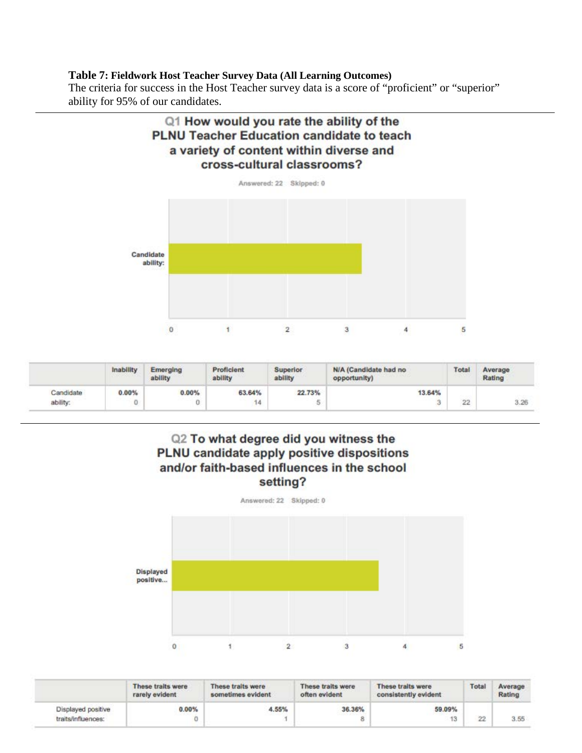**Table 7: Fieldwork Host Teacher Survey Data (All Learning Outcomes)**

The criteria for success in the Host Teacher survey data is a score of "proficient" or "superior" ability for 95% of our candidates.

---

## Q1 How would you rate the ability of the PLNU Teacher Education candidate to teach a variety of content within diverse and cross-cultural classrooms?

Answered: 22 Skipped: 0

| | Inability | Emerging ability | Proficient ability | Superior ability | N/A (Candidate had no opportunity) | Total | Average Rating |
|---|---|---|---|---|---|---|---|
| Candidate ability: | 0.00%<br>0 | 0.00%<br>0 | 63.64%<br>14 | 22.73%<br>5 | 13.64%<br>3 | 22 | 3.26 |

---

## Q2 To what degree did you witness the PLNU candidate apply positive dispositions and/or faith-based influences in the school setting?

Answered: 22 Skipped: 0

| | These traits were rarely evident | These traits were sometimes evident | These traits were often evident | These traits were consistently evident | Total | Average Rating |
|---|---|---|---|---|---|---|
| Displayed positive traits/influences: | 0.00%<br>0 | 4.55%<br>1 | 36.36%<br>8 | 59.09%<br>13 | 22 | 3.55 |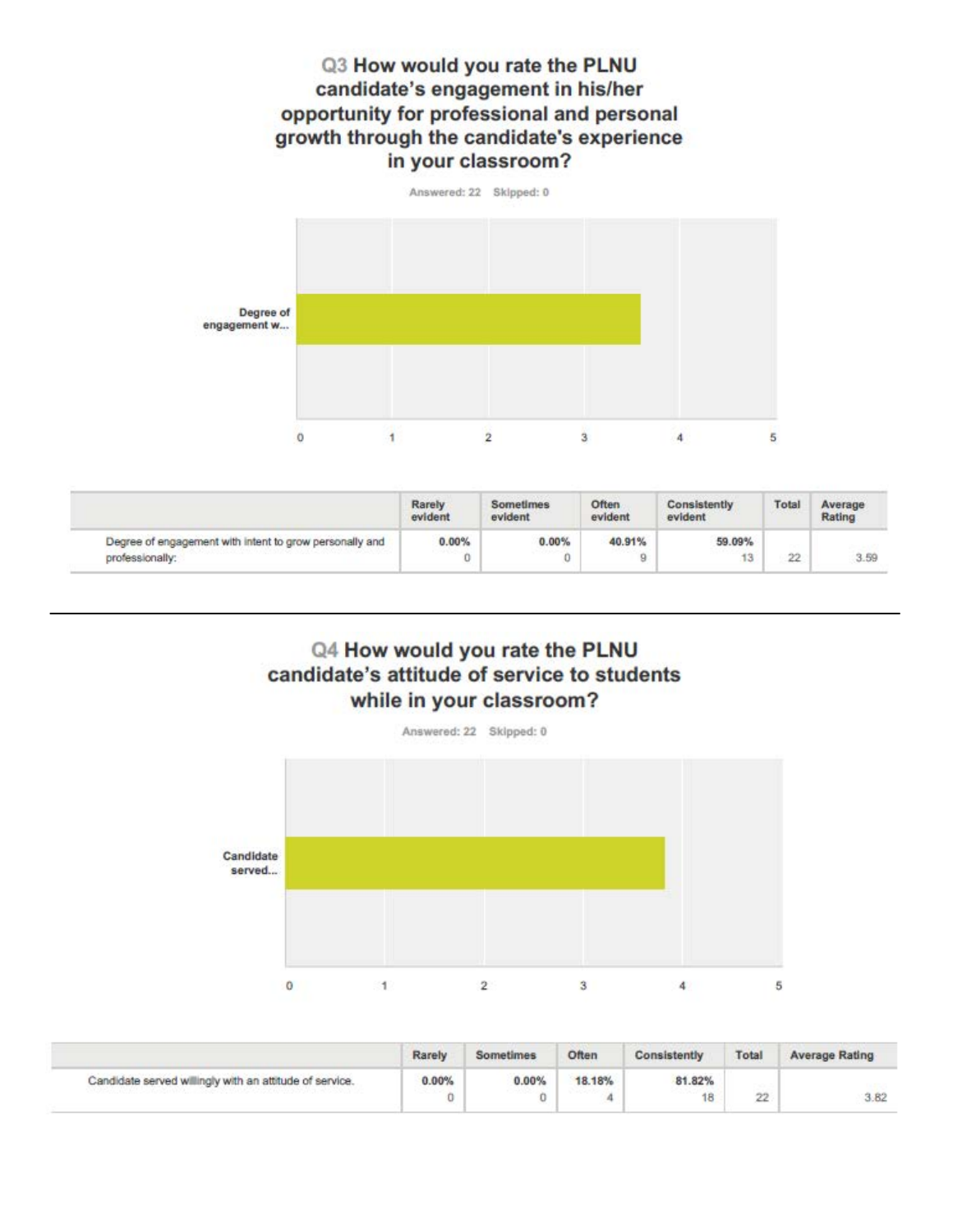## Q3 How would you rate the PLNU candidate's engagement in his/her opportunity for professional and personal growth through the candidate's experience in your classroom?

Answered: 22 Skipped: 0

Degree of engagement w...

0 1 2 3 4 5

| | Rarely evident | Sometimes evident | Often evident | Consistently evident | Total | Average Rating |
|---|---|---|---|---|---|---|
| Degree of engagement with intent to grow personally and professionally: | 0.00%<br>0 | 0.00%<br>0 | 40.91%<br>9 | 59.09%<br>13 | 22 | 3.59 |

---

## Q4 How would you rate the PLNU candidate's attitude of service to students while in your classroom?

Answered: 22 Skipped: 0

Candidate served...

0 1 2 3 4 5

| | Rarely | Sometimes | Often | Consistently | Total | Average Rating |
|---|---|---|---|---|---|---|
| Candidate served willingly with an attitude of service. | 0.00%<br>0 | 0.00%<br>0 | 18.18%<br>4 | 81.82%<br>18 | 22 | 3.82 |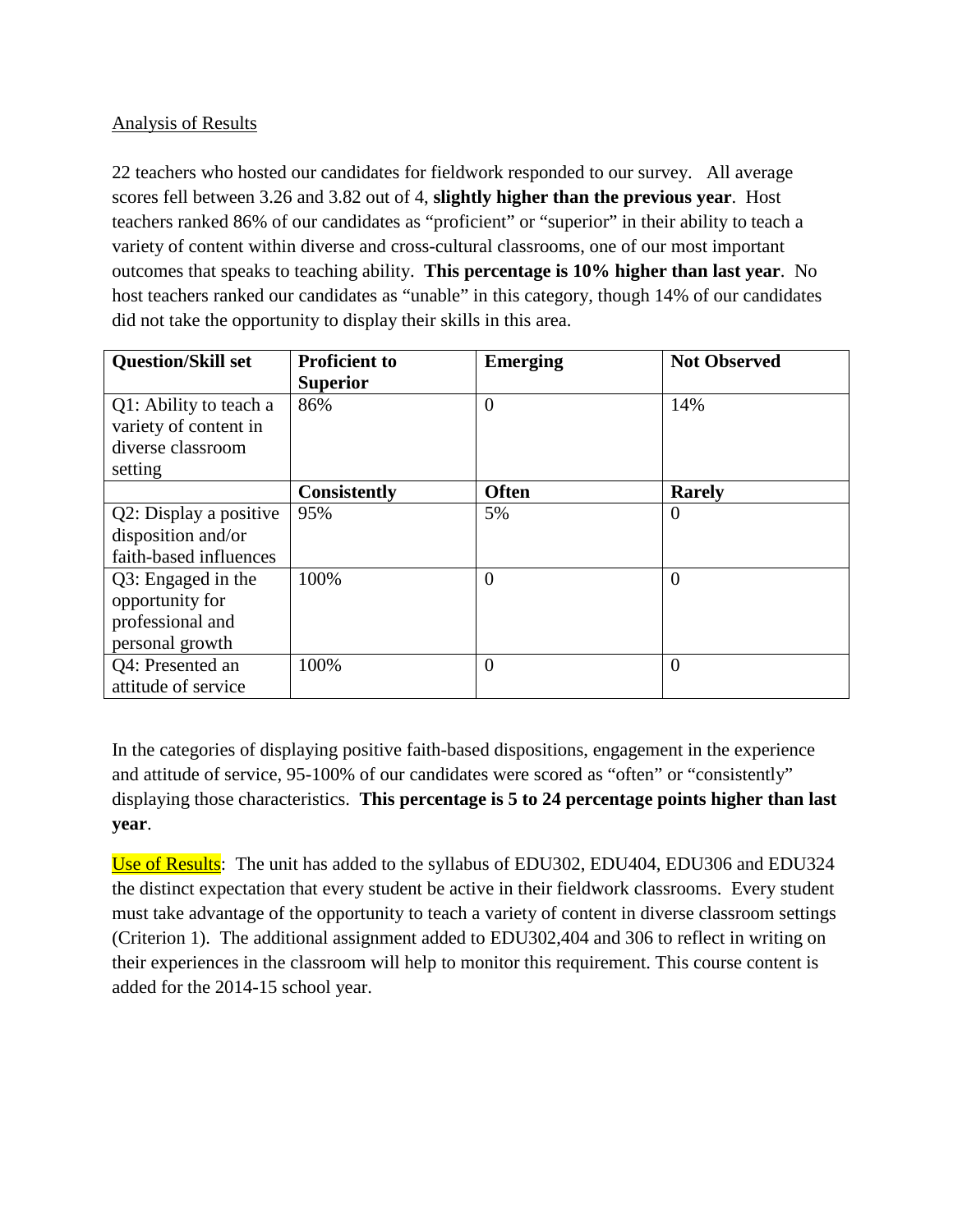Analysis of Results

22 teachers who hosted our candidates for fieldwork responded to our survey. All average scores fell between 3.26 and 3.82 out of 4, **slightly higher than the previous year**. Host teachers ranked 86% of our candidates as "proficient" or "superior" in their ability to teach a variety of content within diverse and cross-cultural classrooms, one of our most important outcomes that speaks to teaching ability. **This percentage is 10% higher than last year**. No host teachers ranked our candidates as "unable" in this category, though 14% of our candidates did not take the opportunity to display their skills in this area.

| **Question/Skill set** | **Proficient to Superior** | **Emerging** | **Not Observed** |
|---|---|---|---|
| Q1: Ability to teach a variety of content in diverse classroom setting | 86% | 0 | 14% |
| | **Consistently** | **Often** | **Rarely** |
| Q2: Display a positive disposition and/or faith-based influences | 95% | 5% | 0 |
| Q3: Engaged in the opportunity for professional and personal growth | 100% | 0 | 0 |
| Q4: Presented an attitude of service | 100% | 0 | 0 |

In the categories of displaying positive faith-based dispositions, engagement in the experience and attitude of service, 95-100% of our candidates were scored as "often" or "consistently" displaying those characteristics. **This percentage is 5 to 24 percentage points higher than last year**.

Use of Results: The unit has added to the syllabus of EDU302, EDU404, EDU306 and EDU324 the distinct expectation that every student be active in their fieldwork classrooms. Every student must take advantage of the opportunity to teach a variety of content in diverse classroom settings (Criterion 1). The additional assignment added to EDU302,404 and 306 to reflect in writing on their experiences in the classroom will help to monitor this requirement. This course content is added for the 2014-15 school year.